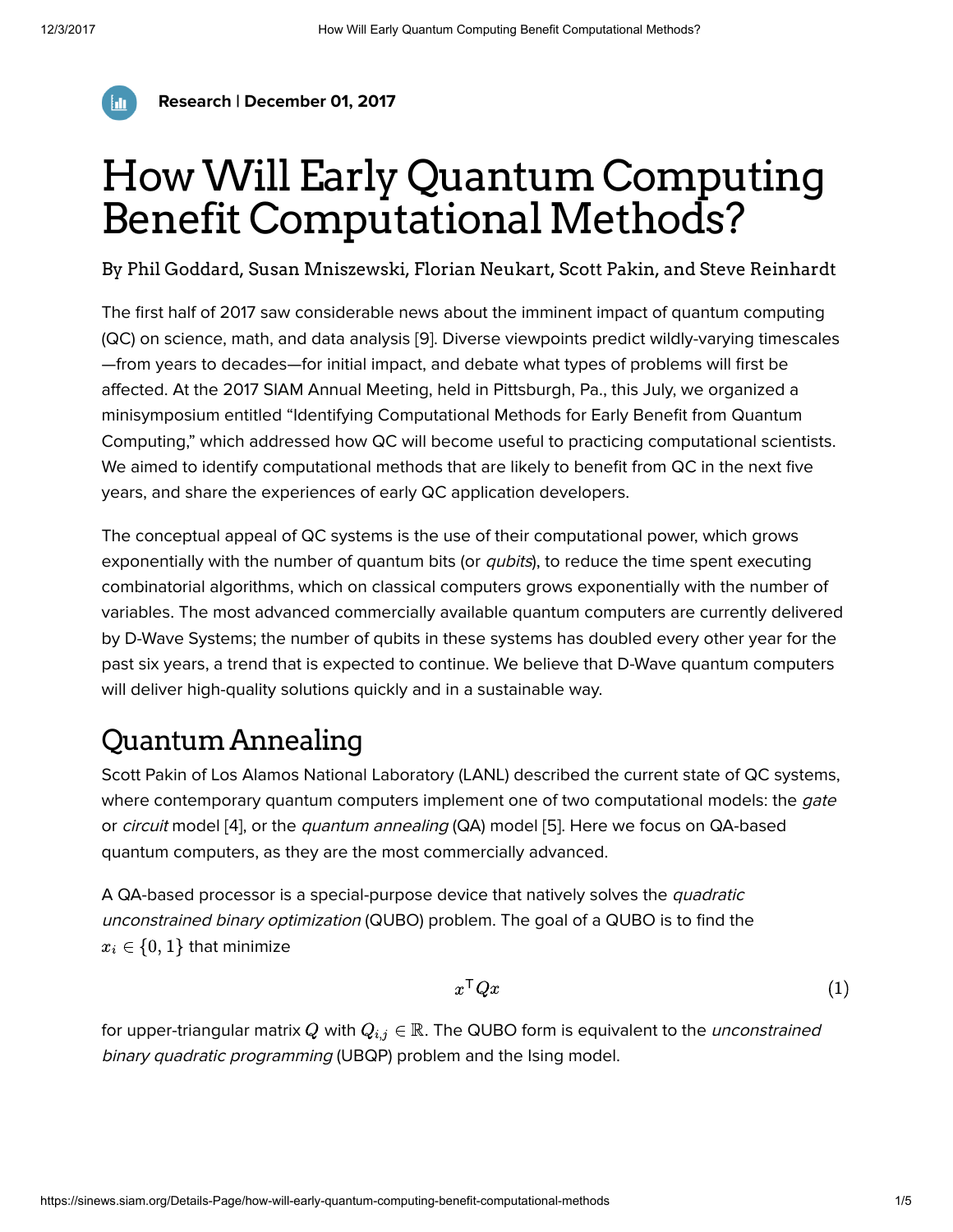**Research | December 01, 2017**

# How Will Early Quantum Computing Benefit Computational Methods?

By Phil Goddard, Susan Mniszewski, Florian Neukart, Scott Pakin, and Steve Reinhardt

The first half of 2017 saw considerable news about the imminent impact of quantum computing (QC) on science, math, and data analysis [9]. Diverse viewpoints predict wildly-varying timescales—from years to decades—for initial impact, and debate what types of problems will first be affected. At the 2017 SIAM Annual Meeting, held in Pittsburgh, Pa., this July, we organized a minisymposium entitled "Identifying Computational Methods for Early Benefit from Quantum Computing," which addressed how QC will become useful to practicing computational scientists. We aimed to identify computational methods that are likely to benefit from QC in the next five years, and share the experiences of early QC application developers.

The conceptual appeal of QC systems is the use of their computational power, which grows exponentially with the number of quantum bits (or *qubits*), to reduce the time spent executing combinatorial algorithms, which on classical computers grows exponentially with the number of variables. The most advanced commercially available quantum computers are currently delivered by D-Wave Systems; the number of qubits in these systems has doubled every other year for the past six years, a trend that is expected to continue. We believe that D-Wave quantum computers will deliver high-quality solutions quickly and in a sustainable way.

## Quantum Annealing

Scott Pakin of Los Alamos National Laboratory (LANL) described the current state of QC systems, where contemporary quantum computers implement one of two computational models: the *gate* or *circuit* model [4], or the *quantum annealing* (QA) model [5]. Here we focus on QA-based quantum computers, as they are the most commercially advanced.

A QA-based processor is a special-purpose device that natively solves the *quadratic unconstrained binary optimization* (QUBO) problem. The goal of a QUBO is to find the $x_i \in \{0,1\}$ that minimize

$$x^{\mathsf{T}} Q x \tag{1}$$

for upper-triangular matrix $Q$ with $Q_{i,j} \in \mathbb{R}$. The QUBO form is equivalent to the *unconstrained binary quadratic programming* (UBQP) problem and the Ising model.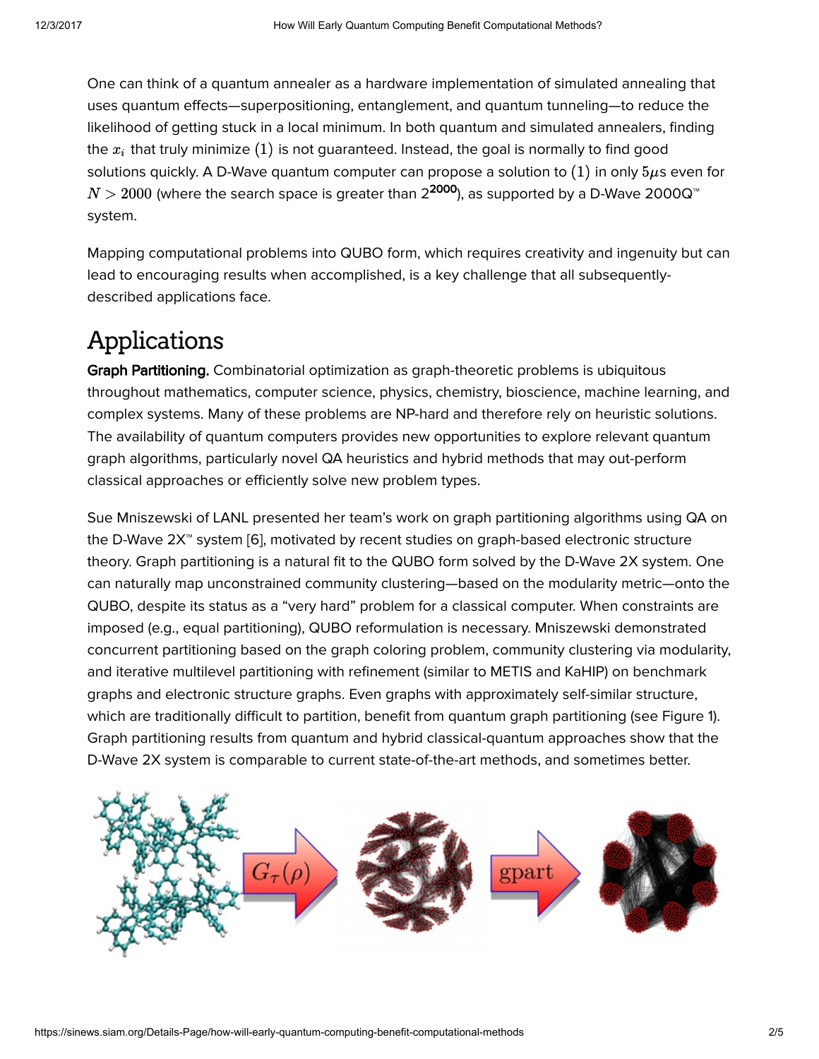One can think of a quantum annealer as a hardware implementation of simulated annealing that uses quantum effects—superpositioning, entanglement, and quantum tunneling—to reduce the likelihood of getting stuck in a local minimum. In both quantum and simulated annealers, finding the $x_i$ that truly minimize $(1)$ is not guaranteed. Instead, the goal is normally to find good solutions quickly. A D-Wave quantum computer can propose a solution to $(1)$ in only $5\mu$s even for $N > 2000$ (where the search space is greater than $2^{2000}$), as supported by a D-Wave 2000Q™ system.

Mapping computational problems into QUBO form, which requires creativity and ingenuity but can lead to encouraging results when accomplished, is a key challenge that all subsequently-described applications face.

# Applications

**Graph Partitioning.** Combinatorial optimization as graph-theoretic problems is ubiquitous throughout mathematics, computer science, physics, chemistry, bioscience, machine learning, and complex systems. Many of these problems are NP-hard and therefore rely on heuristic solutions. The availability of quantum computers provides new opportunities to explore relevant quantum graph algorithms, particularly novel QA heuristics and hybrid methods that may out-perform classical approaches or efficiently solve new problem types.

Sue Mniszewski of LANL presented her team's work on graph partitioning algorithms using QA on the D-Wave 2X™ system [6], motivated by recent studies on graph-based electronic structure theory. Graph partitioning is a natural fit to the QUBO form solved by the D-Wave 2X system. One can naturally map unconstrained community clustering—based on the modularity metric—onto the QUBO, despite its status as a "very hard" problem for a classical computer. When constraints are imposed (e.g., equal partitioning), QUBO reformulation is necessary. Mniszewski demonstrated concurrent partitioning based on the graph coloring problem, community clustering via modularity, and iterative multilevel partitioning with refinement (similar to METIS and KaHIP) on benchmark graphs and electronic structure graphs. Even graphs with approximately self-similar structure, which are traditionally difficult to partition, benefit from quantum graph partitioning (see Figure 1). Graph partitioning results from quantum and hybrid classical-quantum approaches show that the D-Wave 2X system is comparable to current state-of-the-art methods, and sometimes better.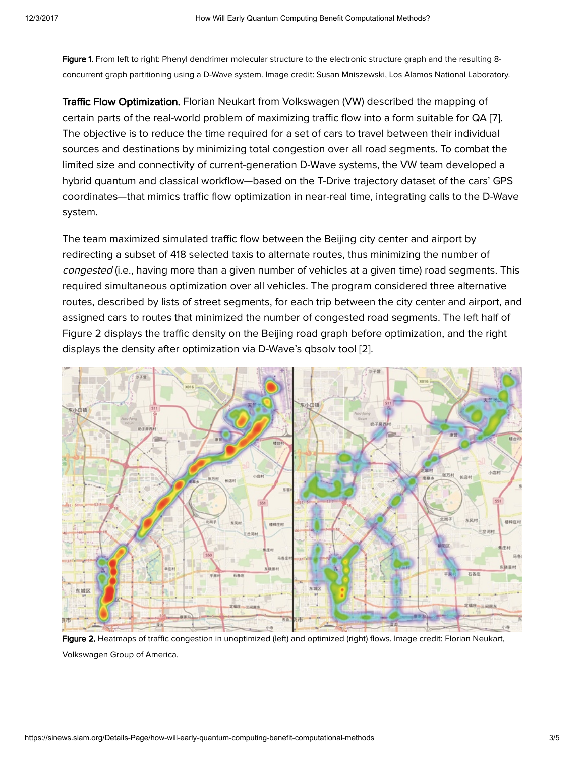**Figure 1.** From left to right: Phenyl dendrimer molecular structure to the electronic structure graph and the resulting 8-concurrent graph partitioning using a D-Wave system. Image credit: Susan Mniszewski, Los Alamos National Laboratory.

**Traffic Flow Optimization.** Florian Neukart from Volkswagen (VW) described the mapping of certain parts of the real-world problem of maximizing traffic flow into a form suitable for QA [7]. The objective is to reduce the time required for a set of cars to travel between their individual sources and destinations by minimizing total congestion over all road segments. To combat the limited size and connectivity of current-generation D-Wave systems, the VW team developed a hybrid quantum and classical workflow—based on the T-Drive trajectory dataset of the cars' GPS coordinates—that mimics traffic flow optimization in near-real time, integrating calls to the D-Wave system.

The team maximized simulated traffic flow between the Beijing city center and airport by redirecting a subset of 418 selected taxis to alternate routes, thus minimizing the number of *congested* (i.e., having more than a given number of vehicles at a given time) road segments. This required simultaneous optimization over all vehicles. The program considered three alternative routes, described by lists of street segments, for each trip between the city center and airport, and assigned cars to routes that minimized the number of congested road segments. The left half of Figure 2 displays the traffic density on the Beijing road graph before optimization, and the right displays the density after optimization via D-Wave's qbsolv tool [2].

**Figure 2.** Heatmaps of traffic congestion in unoptimized (left) and optimized (right) flows. Image credit: Florian Neukart, Volkswagen Group of America.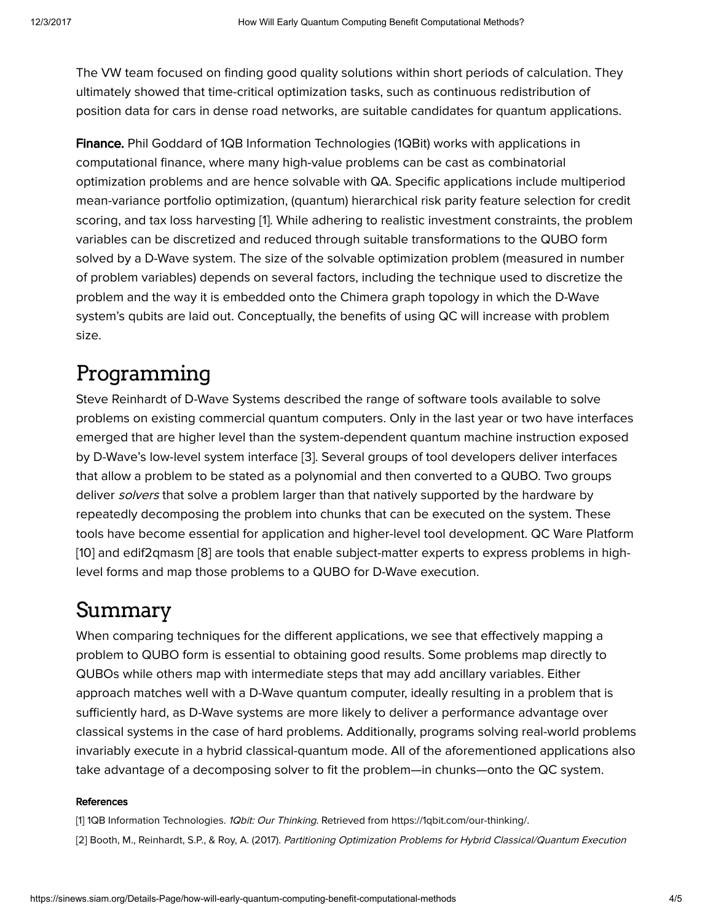The VW team focused on finding good quality solutions within short periods of calculation. They ultimately showed that time-critical optimization tasks, such as continuous redistribution of position data for cars in dense road networks, are suitable candidates for quantum applications.

**Finance.** Phil Goddard of 1QB Information Technologies (1QBit) works with applications in computational finance, where many high-value problems can be cast as combinatorial optimization problems and are hence solvable with QA. Specific applications include multiperiod mean-variance portfolio optimization, (quantum) hierarchical risk parity feature selection for credit scoring, and tax loss harvesting [1]. While adhering to realistic investment constraints, the problem variables can be discretized and reduced through suitable transformations to the QUBO form solved by a D-Wave system. The size of the solvable optimization problem (measured in number of problem variables) depends on several factors, including the technique used to discretize the problem and the way it is embedded onto the Chimera graph topology in which the D-Wave system's qubits are laid out. Conceptually, the benefits of using QC will increase with problem size.

## Programming

Steve Reinhardt of D-Wave Systems described the range of software tools available to solve problems on existing commercial quantum computers. Only in the last year or two have interfaces emerged that are higher level than the system-dependent quantum machine instruction exposed by D-Wave's low-level system interface [3]. Several groups of tool developers deliver interfaces that allow a problem to be stated as a polynomial and then converted to a QUBO. Two groups deliver *solvers* that solve a problem larger than that natively supported by the hardware by repeatedly decomposing the problem into chunks that can be executed on the system. These tools have become essential for application and higher-level tool development. QC Ware Platform [10] and edif2qmasm [8] are tools that enable subject-matter experts to express problems in high-level forms and map those problems to a QUBO for D-Wave execution.

## Summary

When comparing techniques for the different applications, we see that effectively mapping a problem to QUBO form is essential to obtaining good results. Some problems map directly to QUBOs while others map with intermediate steps that may add ancillary variables. Either approach matches well with a D-Wave quantum computer, ideally resulting in a problem that is sufficiently hard, as D-Wave systems are more likely to deliver a performance advantage over classical systems in the case of hard problems. Additionally, programs solving real-world problems invariably execute in a hybrid classical-quantum mode. All of the aforementioned applications also take advantage of a decomposing solver to fit the problem—in chunks—onto the QC system.

**References**

[1] 1QB Information Technologies. *1Qbit: Our Thinking.* Retrieved from https://1qbit.com/our-thinking/.

[2] Booth, M., Reinhardt, S.P., & Roy, A. (2017). *Partitioning Optimization Problems for Hybrid Classical/Quantum Execution*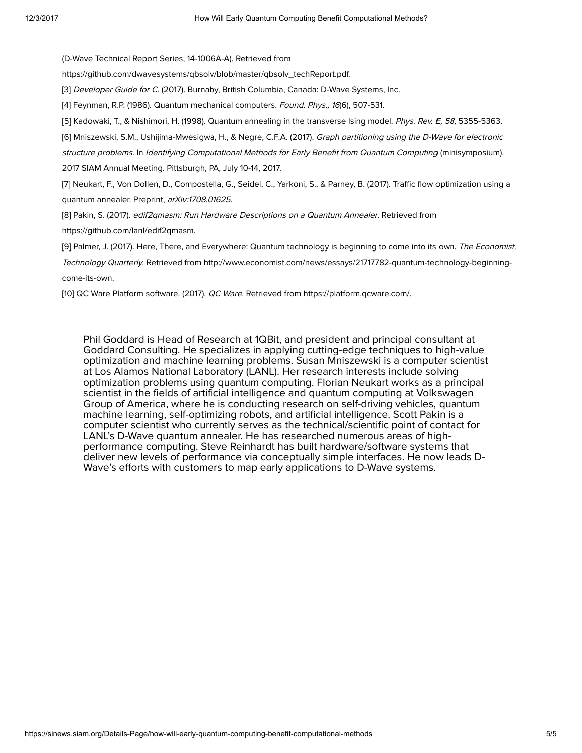(D-Wave Technical Report Series, 14-1006A-A). Retrieved from https://github.com/dwavesystems/qbsolv/blob/master/qbsolv_techReport.pdf.

[3] *Developer Guide for C.* (2017). Burnaby, British Columbia, Canada: D-Wave Systems, Inc.

[4] Feynman, R.P. (1986). Quantum mechanical computers. *Found. Phys., 16*(6), 507-531.

[5] Kadowaki, T., & Nishimori, H. (1998). Quantum annealing in the transverse Ising model. *Phys. Rev. E, 58*, 5355-5363.

[6] Mniszewski, S.M., Ushijima-Mwesigwa, H., & Negre, C.F.A. (2017). *Graph partitioning using the D-Wave for electronic structure problems*. In *Identifying Computational Methods for Early Benefit from Quantum Computing* (minisymposium). 2017 SIAM Annual Meeting. Pittsburgh, PA, July 10-14, 2017.

[7] Neukart, F., Von Dollen, D., Compostella, G., Seidel, C., Yarkoni, S., & Parney, B. (2017). Traffic flow optimization using a quantum annealer. Preprint, *arXiv:1708.01625*.

[8] Pakin, S. (2017). *edif2qmasm: Run Hardware Descriptions on a Quantum Annealer*. Retrieved from https://github.com/lanl/edif2qmasm.

[9] Palmer, J. (2017). Here, There, and Everywhere: Quantum technology is beginning to come into its own. *The Economist, Technology Quarterly*. Retrieved from http://www.economist.com/news/essays/21717782-quantum-technology-beginning-come-its-own.

[10] QC Ware Platform software. (2017). *QC Ware*. Retrieved from https://platform.qcware.com/.

Phil Goddard is Head of Research at 1QBit, and president and principal consultant at Goddard Consulting. He specializes in applying cutting-edge techniques to high-value optimization and machine learning problems. Susan Mniszewski is a computer scientist at Los Alamos National Laboratory (LANL). Her research interests include solving optimization problems using quantum computing. Florian Neukart works as a principal scientist in the fields of artificial intelligence and quantum computing at Volkswagen Group of America, where he is conducting research on self-driving vehicles, quantum machine learning, self-optimizing robots, and artificial intelligence. Scott Pakin is a computer scientist who currently serves as the technical/scientific point of contact for LANL's D-Wave quantum annealer. He has researched numerous areas of high-performance computing. Steve Reinhardt has built hardware/software systems that deliver new levels of performance via conceptually simple interfaces. He now leads D-Wave's efforts with customers to map early applications to D-Wave systems.